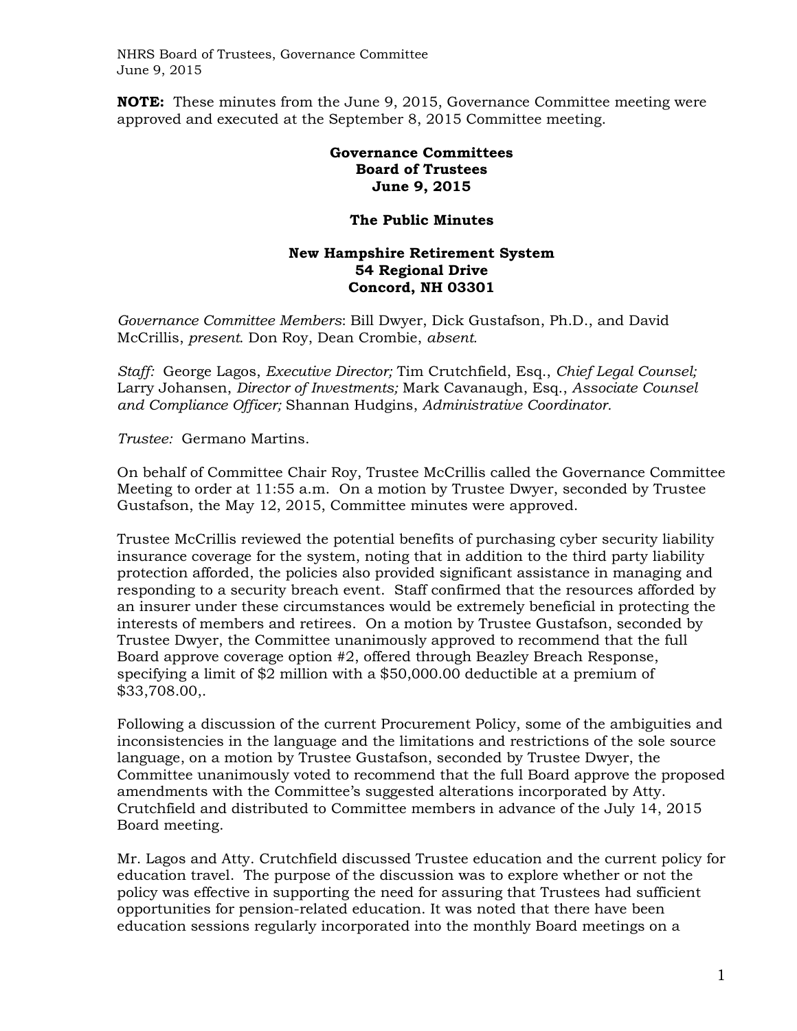**NOTE:** These minutes from the June 9, 2015, Governance Committee meeting were approved and executed at the September 8, 2015 Committee meeting.

**Governance Committees**
**Board of Trustees**
**June 9, 2015**

**The Public Minutes**

**New Hampshire Retirement System**
**54 Regional Drive**
**Concord, NH 03301**

*Governance Committee Members*: Bill Dwyer, Dick Gustafson, Ph.D., and David McCrillis, *present*. Don Roy, Dean Crombie, *absent*.

*Staff:* George Lagos, *Executive Director;* Tim Crutchfield, Esq., *Chief Legal Counsel;* Larry Johansen, *Director of Investments;* Mark Cavanaugh, Esq., *Associate Counsel and Compliance Officer;* Shannan Hudgins, *Administrative Coordinator.*

*Trustee:* Germano Martins.

On behalf of Committee Chair Roy, Trustee McCrillis called the Governance Committee Meeting to order at 11:55 a.m. On a motion by Trustee Dwyer, seconded by Trustee Gustafson, the May 12, 2015, Committee minutes were approved.

Trustee McCrillis reviewed the potential benefits of purchasing cyber security liability insurance coverage for the system, noting that in addition to the third party liability protection afforded, the policies also provided significant assistance in managing and responding to a security breach event. Staff confirmed that the resources afforded by an insurer under these circumstances would be extremely beneficial in protecting the interests of members and retirees. On a motion by Trustee Gustafson, seconded by Trustee Dwyer, the Committee unanimously approved to recommend that the full Board approve coverage option #2, offered through Beazley Breach Response, specifying a limit of $2 million with a $50,000.00 deductible at a premium of $33,708.00,.

Following a discussion of the current Procurement Policy, some of the ambiguities and inconsistencies in the language and the limitations and restrictions of the sole source language, on a motion by Trustee Gustafson, seconded by Trustee Dwyer, the Committee unanimously voted to recommend that the full Board approve the proposed amendments with the Committee's suggested alterations incorporated by Atty. Crutchfield and distributed to Committee members in advance of the July 14, 2015 Board meeting.

Mr. Lagos and Atty. Crutchfield discussed Trustee education and the current policy for education travel. The purpose of the discussion was to explore whether or not the policy was effective in supporting the need for assuring that Trustees had sufficient opportunities for pension-related education. It was noted that there have been education sessions regularly incorporated into the monthly Board meetings on a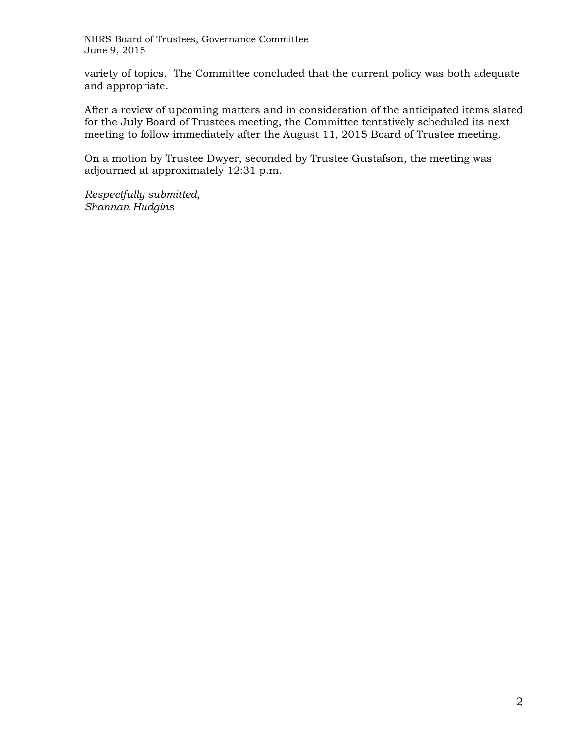variety of topics. The Committee concluded that the current policy was both adequate and appropriate.

After a review of upcoming matters and in consideration of the anticipated items slated for the July Board of Trustees meeting, the Committee tentatively scheduled its next meeting to follow immediately after the August 11, 2015 Board of Trustee meeting.

On a motion by Trustee Dwyer, seconded by Trustee Gustafson, the meeting was adjourned at approximately 12:31 p.m.

*Respectfully submitted,*
*Shannan Hudgins*